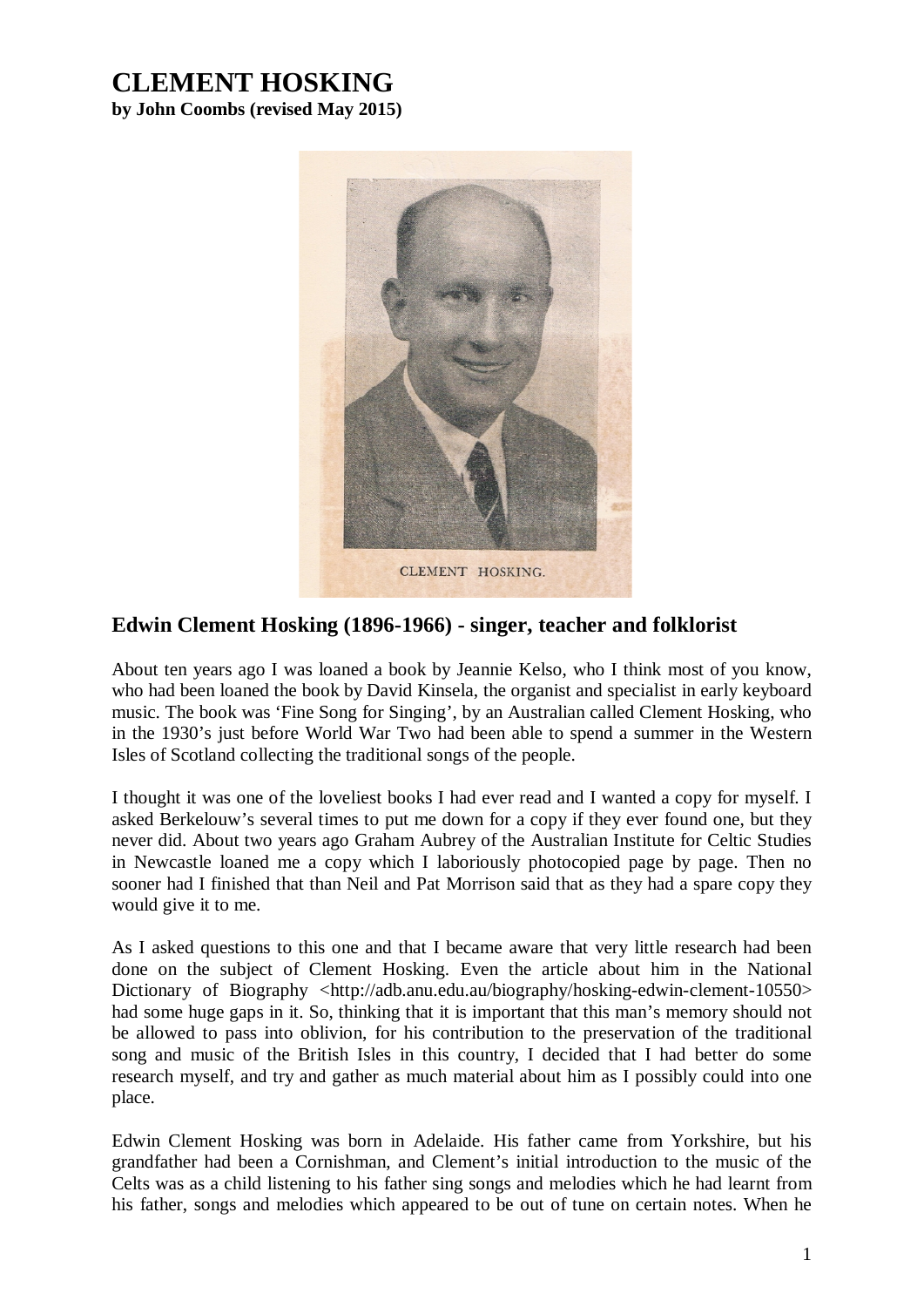# CLEMENT HOSKING

**by John Coombs (revised May 2015)**

CLEMENT HOSKING.

## Edwin Clement Hosking (1896-1966) - singer, teacher and folklorist

About ten years ago I was loaned a book by Jeannie Kelso, who I think most of you know, who had been loaned the book by David Kinsela, the organist and specialist in early keyboard music. The book was 'Fine Song for Singing', by an Australian called Clement Hosking, who in the 1930's just before World War Two had been able to spend a summer in the Western Isles of Scotland collecting the traditional songs of the people.

I thought it was one of the loveliest books I had ever read and I wanted a copy for myself. I asked Berkelouw's several times to put me down for a copy if they ever found one, but they never did. About two years ago Graham Aubrey of the Australian Institute for Celtic Studies in Newcastle loaned me a copy which I laboriously photocopied page by page. Then no sooner had I finished that than Neil and Pat Morrison said that as they had a spare copy they would give it to me.

As I asked questions to this one and that I became aware that very little research had been done on the subject of Clement Hosking. Even the article about him in the National Dictionary of Biography <http://adb.anu.edu.au/biography/hosking-edwin-clement-10550> had some huge gaps in it. So, thinking that it is important that this man's memory should not be allowed to pass into oblivion, for his contribution to the preservation of the traditional song and music of the British Isles in this country, I decided that I had better do some research myself, and try and gather as much material about him as I possibly could into one place.

Edwin Clement Hosking was born in Adelaide. His father came from Yorkshire, but his grandfather had been a Cornishman, and Clement's initial introduction to the music of the Celts was as a child listening to his father sing songs and melodies which he had learnt from his father, songs and melodies which appeared to be out of tune on certain notes. When he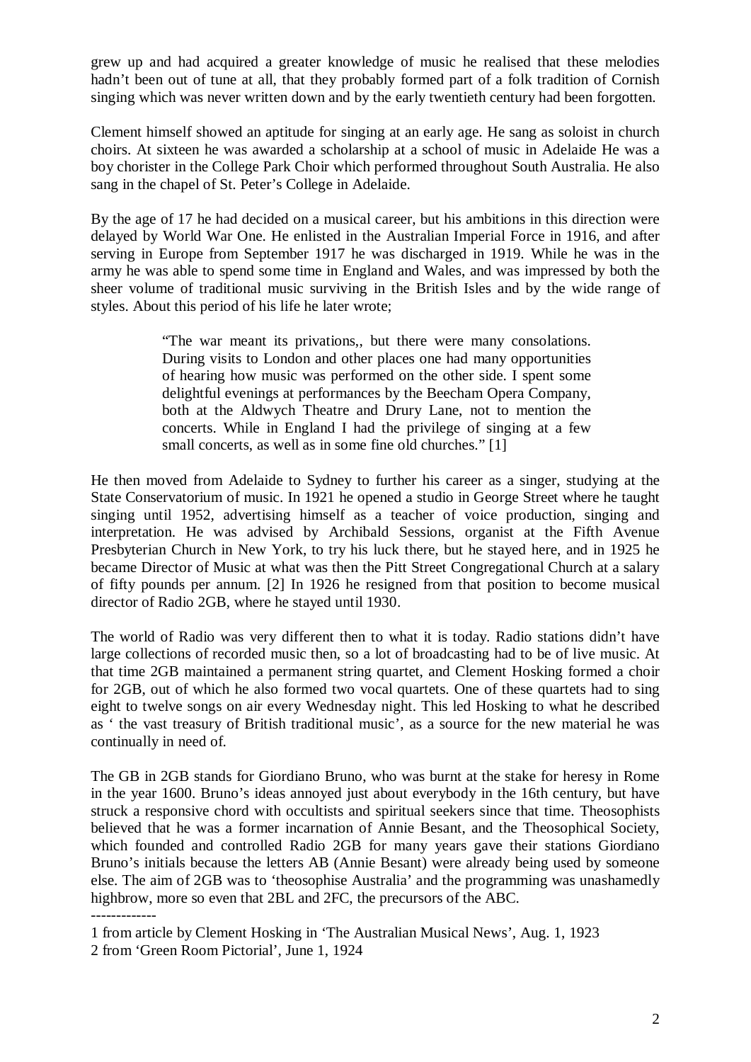grew up and had acquired a greater knowledge of music he realised that these melodies hadn't been out of tune at all, that they probably formed part of a folk tradition of Cornish singing which was never written down and by the early twentieth century had been forgotten.

Clement himself showed an aptitude for singing at an early age. He sang as soloist in church choirs. At sixteen he was awarded a scholarship at a school of music in Adelaide He was a boy chorister in the College Park Choir which performed throughout South Australia. He also sang in the chapel of St. Peter's College in Adelaide.

By the age of 17 he had decided on a musical career, but his ambitions in this direction were delayed by World War One. He enlisted in the Australian Imperial Force in 1916, and after serving in Europe from September 1917 he was discharged in 1919. While he was in the army he was able to spend some time in England and Wales, and was impressed by both the sheer volume of traditional music surviving in the British Isles and by the wide range of styles. About this period of his life he later wrote;

> "The war meant its privations,, but there were many consolations. During visits to London and other places one had many opportunities of hearing how music was performed on the other side. I spent some delightful evenings at performances by the Beecham Opera Company, both at the Aldwych Theatre and Drury Lane, not to mention the concerts. While in England I had the privilege of singing at a few small concerts, as well as in some fine old churches." [1]

He then moved from Adelaide to Sydney to further his career as a singer, studying at the State Conservatorium of music. In 1921 he opened a studio in George Street where he taught singing until 1952, advertising himself as a teacher of voice production, singing and interpretation. He was advised by Archibald Sessions, organist at the Fifth Avenue Presbyterian Church in New York, to try his luck there, but he stayed here, and in 1925 he became Director of Music at what was then the Pitt Street Congregational Church at a salary of fifty pounds per annum. [2] In 1926 he resigned from that position to become musical director of Radio 2GB, where he stayed until 1930.

The world of Radio was very different then to what it is today. Radio stations didn't have large collections of recorded music then, so a lot of broadcasting had to be of live music. At that time 2GB maintained a permanent string quartet, and Clement Hosking formed a choir for 2GB, out of which he also formed two vocal quartets. One of these quartets had to sing eight to twelve songs on air every Wednesday night. This led Hosking to what he described as ' the vast treasury of British traditional music', as a source for the new material he was continually in need of.

The GB in 2GB stands for Giordiano Bruno, who was burnt at the stake for heresy in Rome in the year 1600. Bruno's ideas annoyed just about everybody in the 16th century, but have struck a responsive chord with occultists and spiritual seekers since that time. Theosophists believed that he was a former incarnation of Annie Besant, and the Theosophical Society, which founded and controlled Radio 2GB for many years gave their stations Giordiano Bruno's initials because the letters AB (Annie Besant) were already being used by someone else. The aim of 2GB was to 'theosophise Australia' and the programming was unashamedly highbrow, more so even that 2BL and 2FC, the precursors of the ABC.

-------------

1 from article by Clement Hosking in 'The Australian Musical News', Aug. 1, 1923

2 from 'Green Room Pictorial', June 1, 1924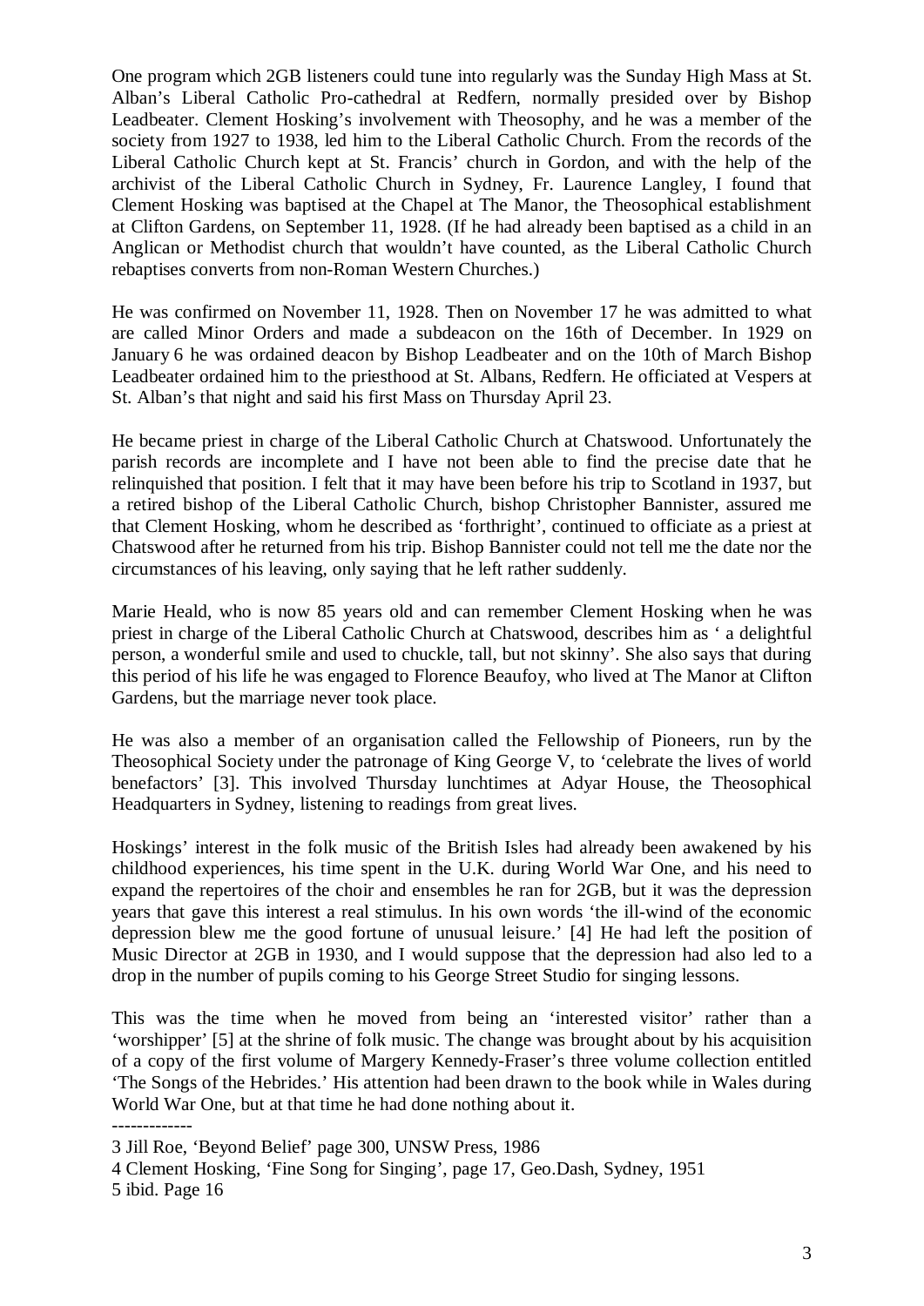One program which 2GB listeners could tune into regularly was the Sunday High Mass at St. Alban's Liberal Catholic Pro-cathedral at Redfern, normally presided over by Bishop Leadbeater. Clement Hosking's involvement with Theosophy, and he was a member of the society from 1927 to 1938, led him to the Liberal Catholic Church. From the records of the Liberal Catholic Church kept at St. Francis' church in Gordon, and with the help of the archivist of the Liberal Catholic Church in Sydney, Fr. Laurence Langley, I found that Clement Hosking was baptised at the Chapel at The Manor, the Theosophical establishment at Clifton Gardens, on September 11, 1928. (If he had already been baptised as a child in an Anglican or Methodist church that wouldn't have counted, as the Liberal Catholic Church rebaptises converts from non-Roman Western Churches.)

He was confirmed on November 11, 1928. Then on November 17 he was admitted to what are called Minor Orders and made a subdeacon on the 16th of December. In 1929 on January 6 he was ordained deacon by Bishop Leadbeater and on the 10th of March Bishop Leadbeater ordained him to the priesthood at St. Albans, Redfern. He officiated at Vespers at St. Alban's that night and said his first Mass on Thursday April 23.

He became priest in charge of the Liberal Catholic Church at Chatswood. Unfortunately the parish records are incomplete and I have not been able to find the precise date that he relinquished that position. I felt that it may have been before his trip to Scotland in 1937, but a retired bishop of the Liberal Catholic Church, bishop Christopher Bannister, assured me that Clement Hosking, whom he described as 'forthright', continued to officiate as a priest at Chatswood after he returned from his trip. Bishop Bannister could not tell me the date nor the circumstances of his leaving, only saying that he left rather suddenly.

Marie Heald, who is now 85 years old and can remember Clement Hosking when he was priest in charge of the Liberal Catholic Church at Chatswood, describes him as ' a delightful person, a wonderful smile and used to chuckle, tall, but not skinny'. She also says that during this period of his life he was engaged to Florence Beaufoy, who lived at The Manor at Clifton Gardens, but the marriage never took place.

He was also a member of an organisation called the Fellowship of Pioneers, run by the Theosophical Society under the patronage of King George V, to 'celebrate the lives of world benefactors' [3]. This involved Thursday lunchtimes at Adyar House, the Theosophical Headquarters in Sydney, listening to readings from great lives.

Hoskings' interest in the folk music of the British Isles had already been awakened by his childhood experiences, his time spent in the U.K. during World War One, and his need to expand the repertoires of the choir and ensembles he ran for 2GB, but it was the depression years that gave this interest a real stimulus. In his own words 'the ill-wind of the economic depression blew me the good fortune of unusual leisure.' [4] He had left the position of Music Director at 2GB in 1930, and I would suppose that the depression had also led to a drop in the number of pupils coming to his George Street Studio for singing lessons.

This was the time when he moved from being an 'interested visitor' rather than a 'worshipper' [5] at the shrine of folk music. The change was brought about by his acquisition of a copy of the first volume of Margery Kennedy-Fraser's three volume collection entitled 'The Songs of the Hebrides.' His attention had been drawn to the book while in Wales during World War One, but at that time he had done nothing about it.

-------------

3 Jill Roe, 'Beyond Belief' page 300, UNSW Press, 1986

4 Clement Hosking, 'Fine Song for Singing', page 17, Geo.Dash, Sydney, 1951

5 ibid. Page 16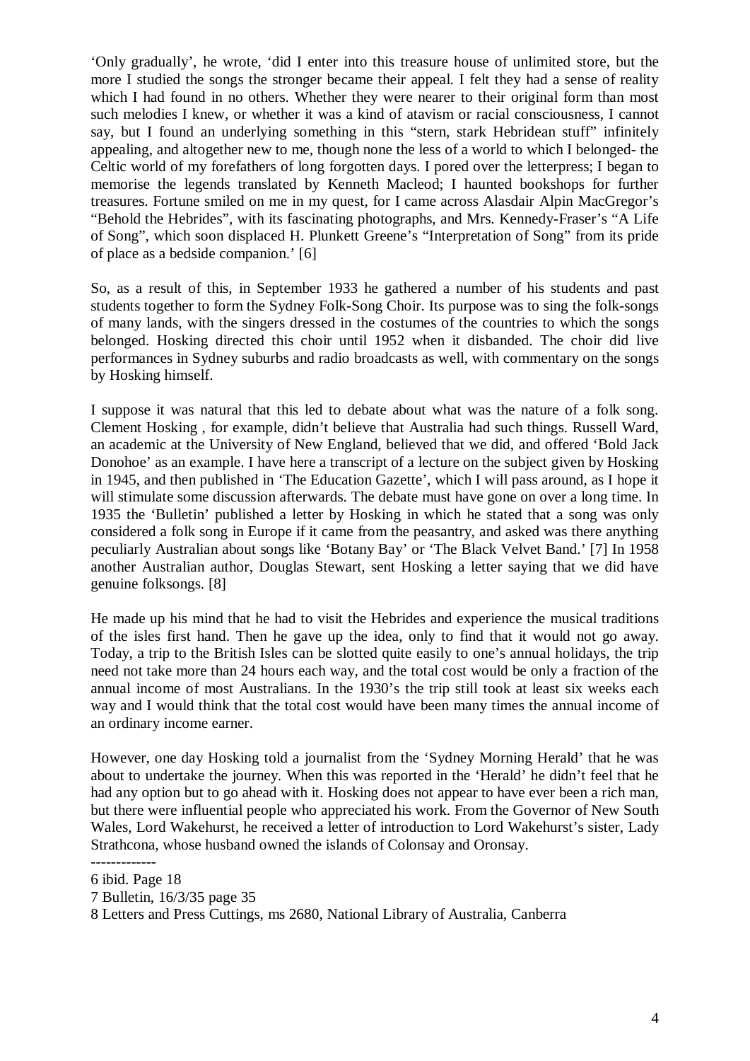'Only gradually', he wrote, 'did I enter into this treasure house of unlimited store, but the more I studied the songs the stronger became their appeal. I felt they had a sense of reality which I had found in no others. Whether they were nearer to their original form than most such melodies I knew, or whether it was a kind of atavism or racial consciousness, I cannot say, but I found an underlying something in this "stern, stark Hebridean stuff" infinitely appealing, and altogether new to me, though none the less of a world to which I belonged- the Celtic world of my forefathers of long forgotten days. I pored over the letterpress; I began to memorise the legends translated by Kenneth Macleod; I haunted bookshops for further treasures. Fortune smiled on me in my quest, for I came across Alasdair Alpin MacGregor's "Behold the Hebrides", with its fascinating photographs, and Mrs. Kennedy-Fraser's "A Life of Song", which soon displaced H. Plunkett Greene's "Interpretation of Song" from its pride of place as a bedside companion.' [6]

So, as a result of this, in September 1933 he gathered a number of his students and past students together to form the Sydney Folk-Song Choir. Its purpose was to sing the folk-songs of many lands, with the singers dressed in the costumes of the countries to which the songs belonged. Hosking directed this choir until 1952 when it disbanded. The choir did live performances in Sydney suburbs and radio broadcasts as well, with commentary on the songs by Hosking himself.

I suppose it was natural that this led to debate about what was the nature of a folk song. Clement Hosking , for example, didn't believe that Australia had such things. Russell Ward, an academic at the University of New England, believed that we did, and offered 'Bold Jack Donohoe' as an example. I have here a transcript of a lecture on the subject given by Hosking in 1945, and then published in 'The Education Gazette', which I will pass around, as I hope it will stimulate some discussion afterwards. The debate must have gone on over a long time. In 1935 the 'Bulletin' published a letter by Hosking in which he stated that a song was only considered a folk song in Europe if it came from the peasantry, and asked was there anything peculiarly Australian about songs like 'Botany Bay' or 'The Black Velvet Band.' [7] In 1958 another Australian author, Douglas Stewart, sent Hosking a letter saying that we did have genuine folksongs. [8]

He made up his mind that he had to visit the Hebrides and experience the musical traditions of the isles first hand. Then he gave up the idea, only to find that it would not go away. Today, a trip to the British Isles can be slotted quite easily to one's annual holidays, the trip need not take more than 24 hours each way, and the total cost would be only a fraction of the annual income of most Australians. In the 1930's the trip still took at least six weeks each way and I would think that the total cost would have been many times the annual income of an ordinary income earner.

However, one day Hosking told a journalist from the 'Sydney Morning Herald' that he was about to undertake the journey. When this was reported in the 'Herald' he didn't feel that he had any option but to go ahead with it. Hosking does not appear to have ever been a rich man, but there were influential people who appreciated his work. From the Governor of New South Wales, Lord Wakehurst, he received a letter of introduction to Lord Wakehurst's sister, Lady Strathcona, whose husband owned the islands of Colonsay and Oronsay.

-------------

6 ibid. Page 18

7 Bulletin, 16/3/35 page 35

8 Letters and Press Cuttings, ms 2680, National Library of Australia, Canberra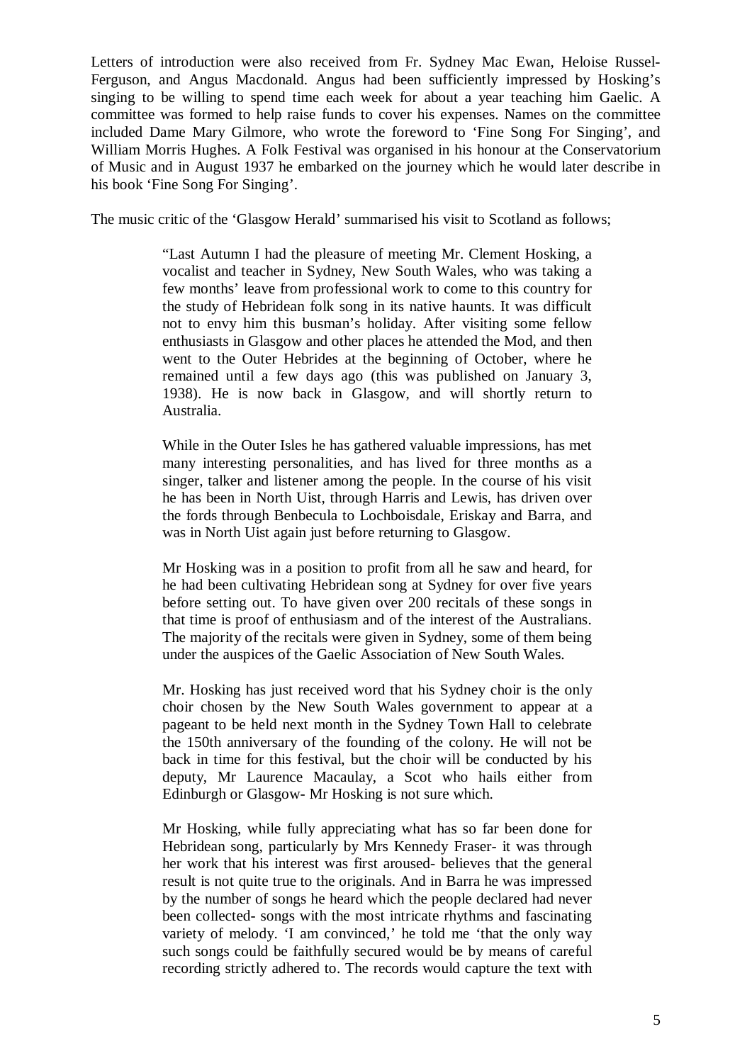Letters of introduction were also received from Fr. Sydney Mac Ewan, Heloise Russel-Ferguson, and Angus Macdonald. Angus had been sufficiently impressed by Hosking's singing to be willing to spend time each week for about a year teaching him Gaelic. A committee was formed to help raise funds to cover his expenses. Names on the committee included Dame Mary Gilmore, who wrote the foreword to 'Fine Song For Singing', and William Morris Hughes. A Folk Festival was organised in his honour at the Conservatorium of Music and in August 1937 he embarked on the journey which he would later describe in his book 'Fine Song For Singing'.

The music critic of the 'Glasgow Herald' summarised his visit to Scotland as follows;

> "Last Autumn I had the pleasure of meeting Mr. Clement Hosking, a vocalist and teacher in Sydney, New South Wales, who was taking a few months' leave from professional work to come to this country for the study of Hebridean folk song in its native haunts. It was difficult not to envy him this busman's holiday. After visiting some fellow enthusiasts in Glasgow and other places he attended the Mod, and then went to the Outer Hebrides at the beginning of October, where he remained until a few days ago (this was published on January 3, 1938). He is now back in Glasgow, and will shortly return to Australia.
>
> While in the Outer Isles he has gathered valuable impressions, has met many interesting personalities, and has lived for three months as a singer, talker and listener among the people. In the course of his visit he has been in North Uist, through Harris and Lewis, has driven over the fords through Benbecula to Lochboisdale, Eriskay and Barra, and was in North Uist again just before returning to Glasgow.
>
> Mr Hosking was in a position to profit from all he saw and heard, for he had been cultivating Hebridean song at Sydney for over five years before setting out. To have given over 200 recitals of these songs in that time is proof of enthusiasm and of the interest of the Australians. The majority of the recitals were given in Sydney, some of them being under the auspices of the Gaelic Association of New South Wales.
>
> Mr. Hosking has just received word that his Sydney choir is the only choir chosen by the New South Wales government to appear at a pageant to be held next month in the Sydney Town Hall to celebrate the 150th anniversary of the founding of the colony. He will not be back in time for this festival, but the choir will be conducted by his deputy, Mr Laurence Macaulay, a Scot who hails either from Edinburgh or Glasgow- Mr Hosking is not sure which.
>
> Mr Hosking, while fully appreciating what has so far been done for Hebridean song, particularly by Mrs Kennedy Fraser- it was through her work that his interest was first aroused- believes that the general result is not quite true to the originals. And in Barra he was impressed by the number of songs he heard which the people declared had never been collected- songs with the most intricate rhythms and fascinating variety of melody. 'I am convinced,' he told me 'that the only way such songs could be faithfully secured would be by means of careful recording strictly adhered to. The records would capture the text with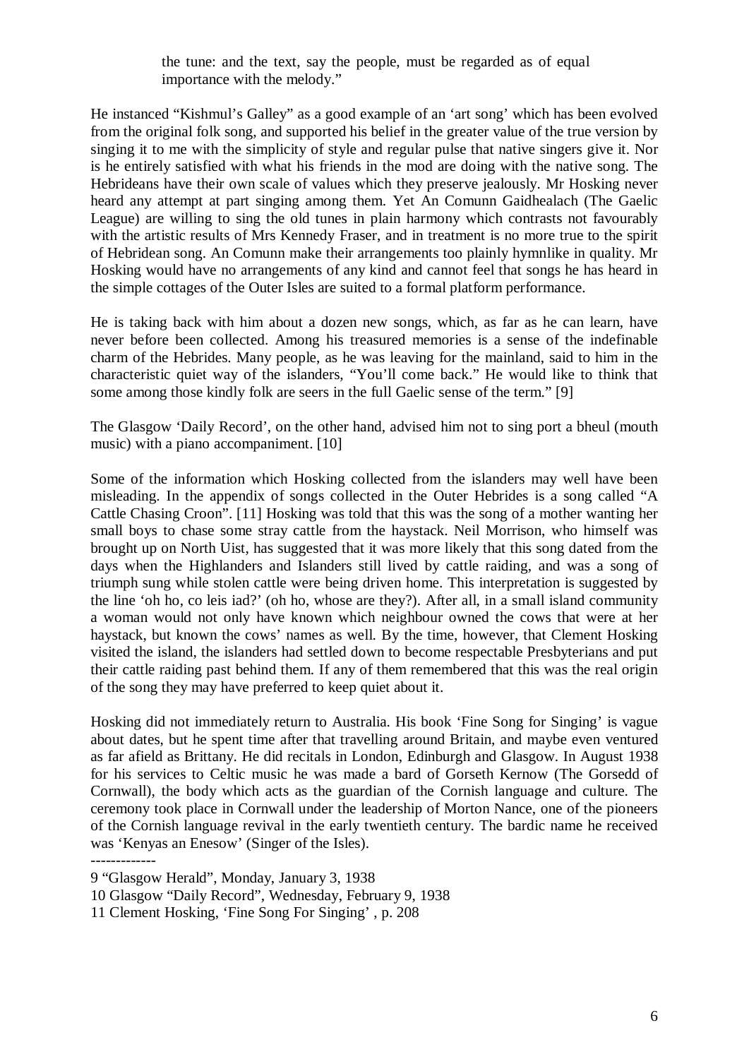> the tune: and the text, say the people, must be regarded as of equal importance with the melody."

He instanced "Kishmul's Galley" as a good example of an 'art song' which has been evolved from the original folk song, and supported his belief in the greater value of the true version by singing it to me with the simplicity of style and regular pulse that native singers give it. Nor is he entirely satisfied with what his friends in the mod are doing with the native song. The Hebrideans have their own scale of values which they preserve jealously. Mr Hosking never heard any attempt at part singing among them. Yet An Comunn Gaidhealach (The Gaelic League) are willing to sing the old tunes in plain harmony which contrasts not favourably with the artistic results of Mrs Kennedy Fraser, and in treatment is no more true to the spirit of Hebridean song. An Comunn make their arrangements too plainly hymnlike in quality. Mr Hosking would have no arrangements of any kind and cannot feel that songs he has heard in the simple cottages of the Outer Isles are suited to a formal platform performance.

He is taking back with him about a dozen new songs, which, as far as he can learn, have never before been collected. Among his treasured memories is a sense of the indefinable charm of the Hebrides. Many people, as he was leaving for the mainland, said to him in the characteristic quiet way of the islanders, "You'll come back." He would like to think that some among those kindly folk are seers in the full Gaelic sense of the term." [9]

The Glasgow 'Daily Record', on the other hand, advised him not to sing port a bheul (mouth music) with a piano accompaniment. [10]

Some of the information which Hosking collected from the islanders may well have been misleading. In the appendix of songs collected in the Outer Hebrides is a song called "A Cattle Chasing Croon". [11] Hosking was told that this was the song of a mother wanting her small boys to chase some stray cattle from the haystack. Neil Morrison, who himself was brought up on North Uist, has suggested that it was more likely that this song dated from the days when the Highlanders and Islanders still lived by cattle raiding, and was a song of triumph sung while stolen cattle were being driven home. This interpretation is suggested by the line 'oh ho, co leis iad?' (oh ho, whose are they?). After all, in a small island community a woman would not only have known which neighbour owned the cows that were at her haystack, but known the cows' names as well. By the time, however, that Clement Hosking visited the island, the islanders had settled down to become respectable Presbyterians and put their cattle raiding past behind them. If any of them remembered that this was the real origin of the song they may have preferred to keep quiet about it.

Hosking did not immediately return to Australia. His book 'Fine Song for Singing' is vague about dates, but he spent time after that travelling around Britain, and maybe even ventured as far afield as Brittany. He did recitals in London, Edinburgh and Glasgow. In August 1938 for his services to Celtic music he was made a bard of Gorseth Kernow (The Gorsedd of Cornwall), the body which acts as the guardian of the Cornish language and culture. The ceremony took place in Cornwall under the leadership of Morton Nance, one of the pioneers of the Cornish language revival in the early twentieth century. The bardic name he received was 'Kenyas an Enesow' (Singer of the Isles).

-------------

9 "Glasgow Herald", Monday, January 3, 1938

10 Glasgow "Daily Record", Wednesday, February 9, 1938

11 Clement Hosking, 'Fine Song For Singing' , p. 208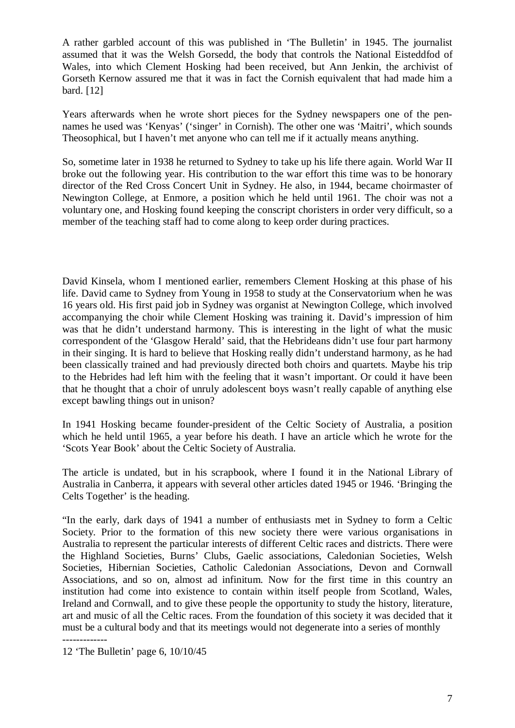A rather garbled account of this was published in 'The Bulletin' in 1945. The journalist assumed that it was the Welsh Gorsedd, the body that controls the National Eisteddfod of Wales, into which Clement Hosking had been received, but Ann Jenkin, the archivist of Gorseth Kernow assured me that it was in fact the Cornish equivalent that had made him a bard. [12]

Years afterwards when he wrote short pieces for the Sydney newspapers one of the pen-names he used was 'Kenyas' ('singer' in Cornish). The other one was 'Maitri', which sounds Theosophical, but I haven't met anyone who can tell me if it actually means anything.

So, sometime later in 1938 he returned to Sydney to take up his life there again. World War II broke out the following year. His contribution to the war effort this time was to be honorary director of the Red Cross Concert Unit in Sydney. He also, in 1944, became choirmaster of Newington College, at Enmore, a position which he held until 1961. The choir was not a voluntary one, and Hosking found keeping the conscript choristers in order very difficult, so a member of the teaching staff had to come along to keep order during practices.

David Kinsela, whom I mentioned earlier, remembers Clement Hosking at this phase of his life. David came to Sydney from Young in 1958 to study at the Conservatorium when he was 16 years old. His first paid job in Sydney was organist at Newington College, which involved accompanying the choir while Clement Hosking was training it. David's impression of him was that he didn't understand harmony. This is interesting in the light of what the music correspondent of the 'Glasgow Herald' said, that the Hebrideans didn't use four part harmony in their singing. It is hard to believe that Hosking really didn't understand harmony, as he had been classically trained and had previously directed both choirs and quartets. Maybe his trip to the Hebrides had left him with the feeling that it wasn't important. Or could it have been that he thought that a choir of unruly adolescent boys wasn't really capable of anything else except bawling things out in unison?

In 1941 Hosking became founder-president of the Celtic Society of Australia, a position which he held until 1965, a year before his death. I have an article which he wrote for the 'Scots Year Book' about the Celtic Society of Australia.

The article is undated, but in his scrapbook, where I found it in the National Library of Australia in Canberra, it appears with several other articles dated 1945 or 1946. 'Bringing the Celts Together' is the heading.

"In the early, dark days of 1941 a number of enthusiasts met in Sydney to form a Celtic Society. Prior to the formation of this new society there were various organisations in Australia to represent the particular interests of different Celtic races and districts. There were the Highland Societies, Burns' Clubs, Gaelic associations, Caledonian Societies, Welsh Societies, Hibernian Societies, Catholic Caledonian Associations, Devon and Cornwall Associations, and so on, almost ad infinitum. Now for the first time in this country an institution had come into existence to contain within itself people from Scotland, Wales, Ireland and Cornwall, and to give these people the opportunity to study the history, literature, art and music of all the Celtic races. From the foundation of this society it was decided that it must be a cultural body and that its meetings would not degenerate into a series of monthly

-------------

12 'The Bulletin' page 6, 10/10/45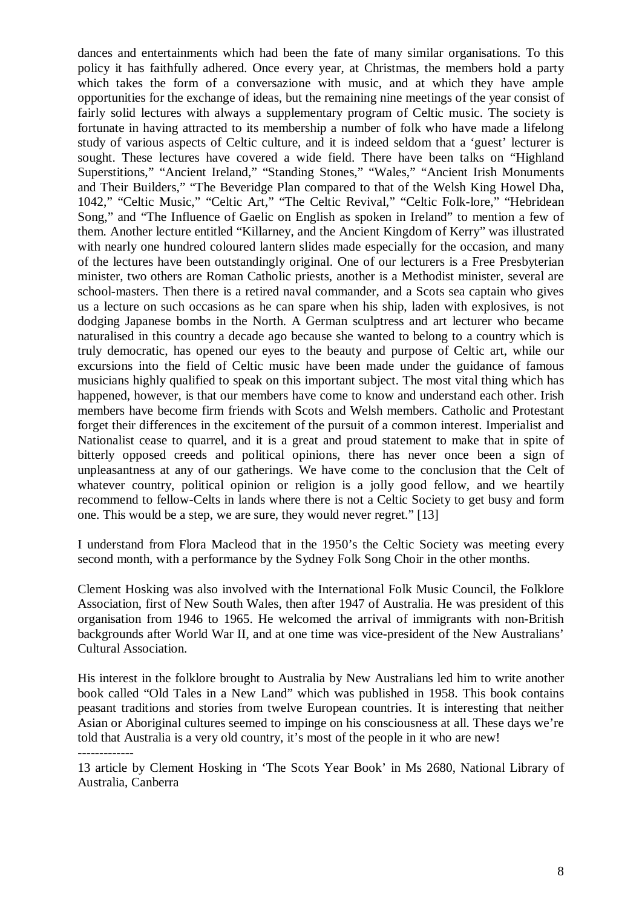dances and entertainments which had been the fate of many similar organisations. To this policy it has faithfully adhered. Once every year, at Christmas, the members hold a party which takes the form of a conversazione with music, and at which they have ample opportunities for the exchange of ideas, but the remaining nine meetings of the year consist of fairly solid lectures with always a supplementary program of Celtic music. The society is fortunate in having attracted to its membership a number of folk who have made a lifelong study of various aspects of Celtic culture, and it is indeed seldom that a 'guest' lecturer is sought. These lectures have covered a wide field. There have been talks on "Highland Superstitions," "Ancient Ireland," "Standing Stones," "Wales," "Ancient Irish Monuments and Their Builders," "The Beveridge Plan compared to that of the Welsh King Howel Dha, 1042," "Celtic Music," "Celtic Art," "The Celtic Revival," "Celtic Folk-lore," "Hebridean Song," and "The Influence of Gaelic on English as spoken in Ireland" to mention a few of them. Another lecture entitled "Killarney, and the Ancient Kingdom of Kerry" was illustrated with nearly one hundred coloured lantern slides made especially for the occasion, and many of the lectures have been outstandingly original. One of our lecturers is a Free Presbyterian minister, two others are Roman Catholic priests, another is a Methodist minister, several are school-masters. Then there is a retired naval commander, and a Scots sea captain who gives us a lecture on such occasions as he can spare when his ship, laden with explosives, is not dodging Japanese bombs in the North. A German sculptress and art lecturer who became naturalised in this country a decade ago because she wanted to belong to a country which is truly democratic, has opened our eyes to the beauty and purpose of Celtic art, while our excursions into the field of Celtic music have been made under the guidance of famous musicians highly qualified to speak on this important subject. The most vital thing which has happened, however, is that our members have come to know and understand each other. Irish members have become firm friends with Scots and Welsh members. Catholic and Protestant forget their differences in the excitement of the pursuit of a common interest. Imperialist and Nationalist cease to quarrel, and it is a great and proud statement to make that in spite of bitterly opposed creeds and political opinions, there has never once been a sign of unpleasantness at any of our gatherings. We have come to the conclusion that the Celt of whatever country, political opinion or religion is a jolly good fellow, and we heartily recommend to fellow-Celts in lands where there is not a Celtic Society to get busy and form one. This would be a step, we are sure, they would never regret." [13]

I understand from Flora Macleod that in the 1950's the Celtic Society was meeting every second month, with a performance by the Sydney Folk Song Choir in the other months.

Clement Hosking was also involved with the International Folk Music Council, the Folklore Association, first of New South Wales, then after 1947 of Australia. He was president of this organisation from 1946 to 1965. He welcomed the arrival of immigrants with non-British backgrounds after World War II, and at one time was vice-president of the New Australians' Cultural Association.

His interest in the folklore brought to Australia by New Australians led him to write another book called "Old Tales in a New Land" which was published in 1958. This book contains peasant traditions and stories from twelve European countries. It is interesting that neither Asian or Aboriginal cultures seemed to impinge on his consciousness at all. These days we're told that Australia is a very old country, it's most of the people in it who are new!

-------------

13 article by Clement Hosking in 'The Scots Year Book' in Ms 2680, National Library of Australia, Canberra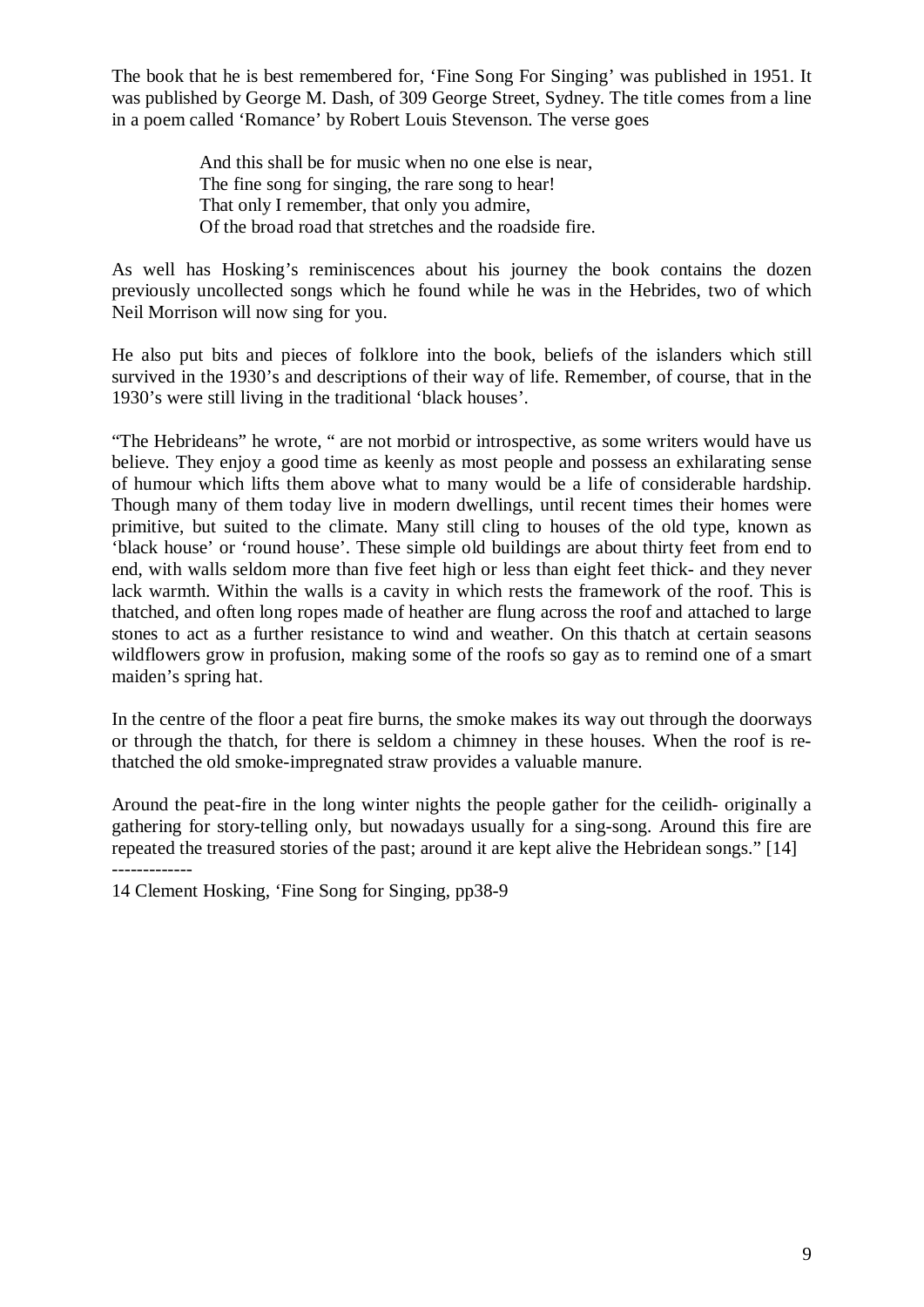The book that he is best remembered for, 'Fine Song For Singing' was published in 1951. It was published by George M. Dash, of 309 George Street, Sydney. The title comes from a line in a poem called 'Romance' by Robert Louis Stevenson. The verse goes

> And this shall be for music when no one else is near,
> The fine song for singing, the rare song to hear!
> That only I remember, that only you admire,
> Of the broad road that stretches and the roadside fire.

As well has Hosking's reminiscences about his journey the book contains the dozen previously uncollected songs which he found while he was in the Hebrides, two of which Neil Morrison will now sing for you.

He also put bits and pieces of folklore into the book, beliefs of the islanders which still survived in the 1930's and descriptions of their way of life. Remember, of course, that in the 1930's were still living in the traditional 'black houses'.

"The Hebrideans" he wrote, " are not morbid or introspective, as some writers would have us believe. They enjoy a good time as keenly as most people and possess an exhilarating sense of humour which lifts them above what to many would be a life of considerable hardship. Though many of them today live in modern dwellings, until recent times their homes were primitive, but suited to the climate. Many still cling to houses of the old type, known as 'black house' or 'round house'. These simple old buildings are about thirty feet from end to end, with walls seldom more than five feet high or less than eight feet thick- and they never lack warmth. Within the walls is a cavity in which rests the framework of the roof. This is thatched, and often long ropes made of heather are flung across the roof and attached to large stones to act as a further resistance to wind and weather. On this thatch at certain seasons wildflowers grow in profusion, making some of the roofs so gay as to remind one of a smart maiden's spring hat.

In the centre of the floor a peat fire burns, the smoke makes its way out through the doorways or through the thatch, for there is seldom a chimney in these houses. When the roof is re-thatched the old smoke-impregnated straw provides a valuable manure.

Around the peat-fire in the long winter nights the people gather for the ceilidh- originally a gathering for story-telling only, but nowadays usually for a sing-song. Around this fire are repeated the treasured stories of the past; around it are kept alive the Hebridean songs." [14]

-------------

14 Clement Hosking, 'Fine Song for Singing, pp38-9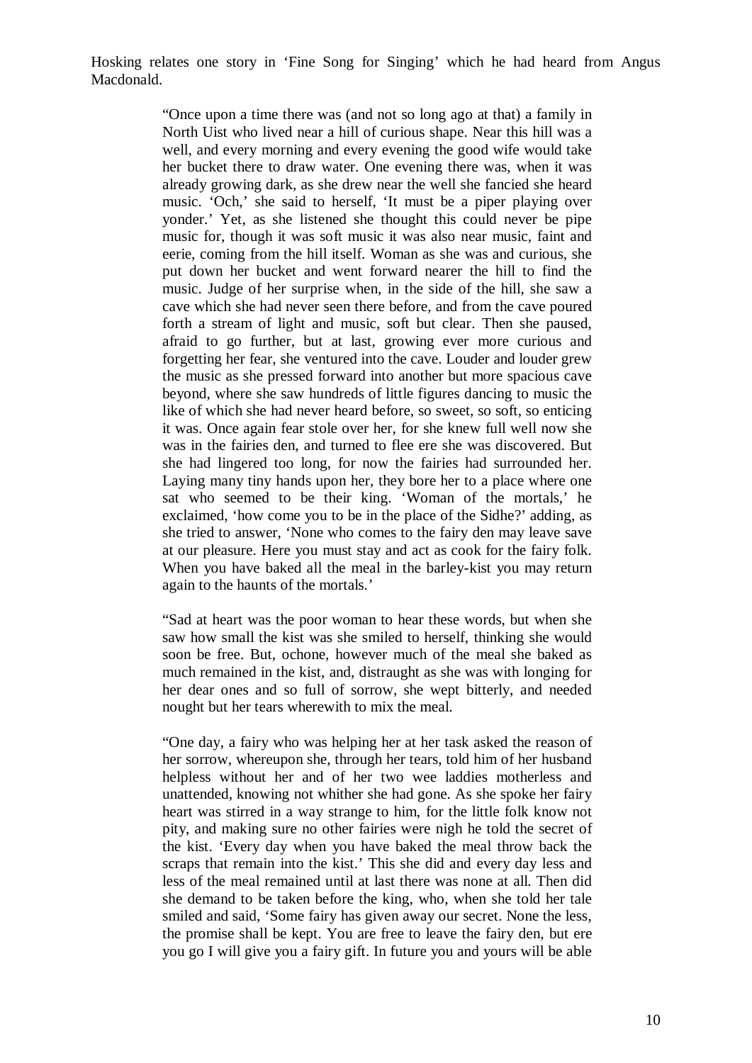Hosking relates one story in 'Fine Song for Singing' which he had heard from Angus Macdonald.

> "Once upon a time there was (and not so long ago at that) a family in North Uist who lived near a hill of curious shape. Near this hill was a well, and every morning and every evening the good wife would take her bucket there to draw water. One evening there was, when it was already growing dark, as she drew near the well she fancied she heard music. 'Och,' she said to herself, 'It must be a piper playing over yonder.' Yet, as she listened she thought this could never be pipe music for, though it was soft music it was also near music, faint and eerie, coming from the hill itself. Woman as she was and curious, she put down her bucket and went forward nearer the hill to find the music. Judge of her surprise when, in the side of the hill, she saw a cave which she had never seen there before, and from the cave poured forth a stream of light and music, soft but clear. Then she paused, afraid to go further, but at last, growing ever more curious and forgetting her fear, she ventured into the cave. Louder and louder grew the music as she pressed forward into another but more spacious cave beyond, where she saw hundreds of little figures dancing to music the like of which she had never heard before, so sweet, so soft, so enticing it was. Once again fear stole over her, for she knew full well now she was in the fairies den, and turned to flee ere she was discovered. But she had lingered too long, for now the fairies had surrounded her. Laying many tiny hands upon her, they bore her to a place where one sat who seemed to be their king. 'Woman of the mortals,' he exclaimed, 'how come you to be in the place of the Sidhe?' adding, as she tried to answer, 'None who comes to the fairy den may leave save at our pleasure. Here you must stay and act as cook for the fairy folk. When you have baked all the meal in the barley-kist you may return again to the haunts of the mortals.'
>
> "Sad at heart was the poor woman to hear these words, but when she saw how small the kist was she smiled to herself, thinking she would soon be free. But, ochone, however much of the meal she baked as much remained in the kist, and, distraught as she was with longing for her dear ones and so full of sorrow, she wept bitterly, and needed nought but her tears wherewith to mix the meal.
>
> "One day, a fairy who was helping her at her task asked the reason of her sorrow, whereupon she, through her tears, told him of her husband helpless without her and of her two wee laddies motherless and unattended, knowing not whither she had gone. As she spoke her fairy heart was stirred in a way strange to him, for the little folk know not pity, and making sure no other fairies were nigh he told the secret of the kist. 'Every day when you have baked the meal throw back the scraps that remain into the kist.' This she did and every day less and less of the meal remained until at last there was none at all. Then did she demand to be taken before the king, who, when she told her tale smiled and said, 'Some fairy has given away our secret. None the less, the promise shall be kept. You are free to leave the fairy den, but ere you go I will give you a fairy gift. In future you and yours will be able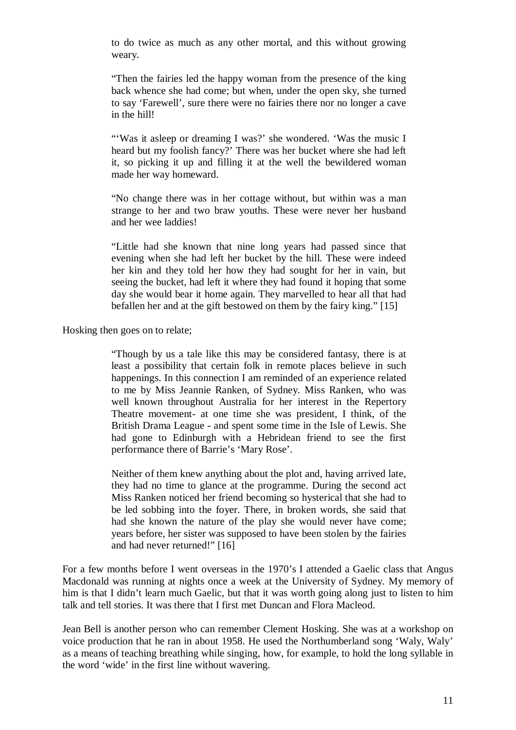> to do twice as much as any other mortal, and this without growing weary.
>
> "Then the fairies led the happy woman from the presence of the king back whence she had come; but when, under the open sky, she turned to say 'Farewell', sure there were no fairies there nor no longer a cave in the hill!
>
> "'Was it asleep or dreaming I was?' she wondered. 'Was the music I heard but my foolish fancy?' There was her bucket where she had left it, so picking it up and filling it at the well the bewildered woman made her way homeward.
>
> "No change there was in her cottage without, but within was a man strange to her and two braw youths. These were never her husband and her wee laddies!
>
> "Little had she known that nine long years had passed since that evening when she had left her bucket by the hill. These were indeed her kin and they told her how they had sought for her in vain, but seeing the bucket, had left it where they had found it hoping that some day she would bear it home again. They marvelled to hear all that had befallen her and at the gift bestowed on them by the fairy king." [15]

Hosking then goes on to relate;

> "Though by us a tale like this may be considered fantasy, there is at least a possibility that certain folk in remote places believe in such happenings. In this connection I am reminded of an experience related to me by Miss Jeannie Ranken, of Sydney. Miss Ranken, who was well known throughout Australia for her interest in the Repertory Theatre movement- at one time she was president, I think, of the British Drama League - and spent some time in the Isle of Lewis. She had gone to Edinburgh with a Hebridean friend to see the first performance there of Barrie's 'Mary Rose'.
>
> Neither of them knew anything about the plot and, having arrived late, they had no time to glance at the programme. During the second act Miss Ranken noticed her friend becoming so hysterical that she had to be led sobbing into the foyer. There, in broken words, she said that had she known the nature of the play she would never have come; years before, her sister was supposed to have been stolen by the fairies and had never returned!" [16]

For a few months before I went overseas in the 1970's I attended a Gaelic class that Angus Macdonald was running at nights once a week at the University of Sydney. My memory of him is that I didn't learn much Gaelic, but that it was worth going along just to listen to him talk and tell stories. It was there that I first met Duncan and Flora Macleod.

Jean Bell is another person who can remember Clement Hosking. She was at a workshop on voice production that he ran in about 1958. He used the Northumberland song 'Waly, Waly' as a means of teaching breathing while singing, how, for example, to hold the long syllable in the word 'wide' in the first line without wavering.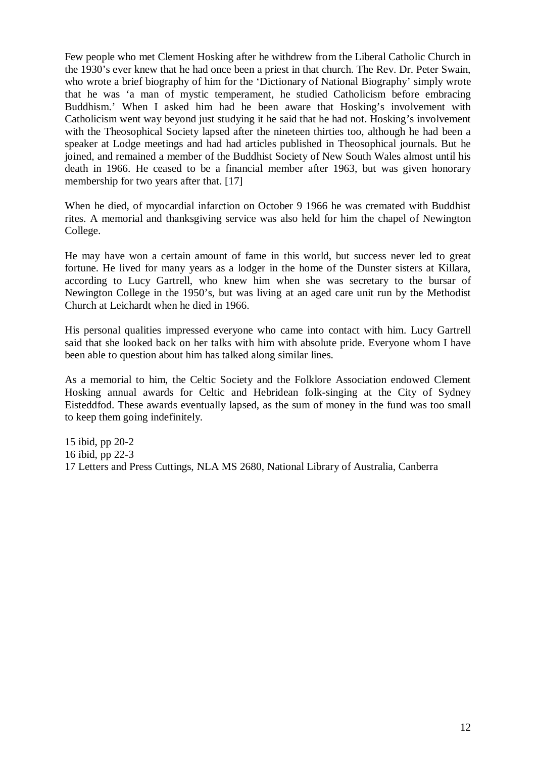Few people who met Clement Hosking after he withdrew from the Liberal Catholic Church in the 1930's ever knew that he had once been a priest in that church. The Rev. Dr. Peter Swain, who wrote a brief biography of him for the 'Dictionary of National Biography' simply wrote that he was 'a man of mystic temperament, he studied Catholicism before embracing Buddhism.' When I asked him had he been aware that Hosking's involvement with Catholicism went way beyond just studying it he said that he had not. Hosking's involvement with the Theosophical Society lapsed after the nineteen thirties too, although he had been a speaker at Lodge meetings and had had articles published in Theosophical journals. But he joined, and remained a member of the Buddhist Society of New South Wales almost until his death in 1966. He ceased to be a financial member after 1963, but was given honorary membership for two years after that. [17]

When he died, of myocardial infarction on October 9 1966 he was cremated with Buddhist rites. A memorial and thanksgiving service was also held for him the chapel of Newington College.

He may have won a certain amount of fame in this world, but success never led to great fortune. He lived for many years as a lodger in the home of the Dunster sisters at Killara, according to Lucy Gartrell, who knew him when she was secretary to the bursar of Newington College in the 1950's, but was living at an aged care unit run by the Methodist Church at Leichardt when he died in 1966.

His personal qualities impressed everyone who came into contact with him. Lucy Gartrell said that she looked back on her talks with him with absolute pride. Everyone whom I have been able to question about him has talked along similar lines.

As a memorial to him, the Celtic Society and the Folklore Association endowed Clement Hosking annual awards for Celtic and Hebridean folk-singing at the City of Sydney Eisteddfod. These awards eventually lapsed, as the sum of money in the fund was too small to keep them going indefinitely.

15 ibid, pp 20-2
16 ibid, pp 22-3
17 Letters and Press Cuttings, NLA MS 2680, National Library of Australia, Canberra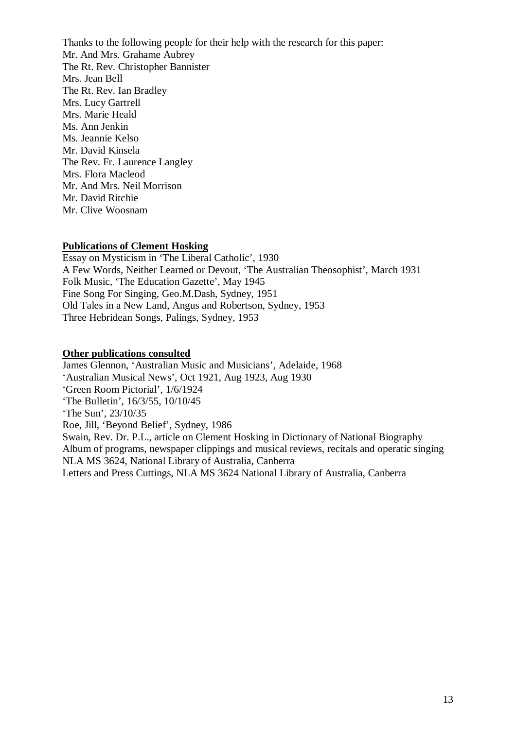Thanks to the following people for their help with the research for this paper:
Mr. And Mrs. Grahame Aubrey
The Rt. Rev. Christopher Bannister
Mrs. Jean Bell
The Rt. Rev. Ian Bradley
Mrs. Lucy Gartrell
Mrs. Marie Heald
Ms. Ann Jenkin
Ms. Jeannie Kelso
Mr. David Kinsela
The Rev. Fr. Laurence Langley
Mrs. Flora Macleod
Mr. And Mrs. Neil Morrison
Mr. David Ritchie
Mr. Clive Woosnam

## Publications of Clement Hosking

Essay on Mysticism in 'The Liberal Catholic', 1930
A Few Words, Neither Learned or Devout, 'The Australian Theosophist', March 1931
Folk Music, 'The Education Gazette', May 1945
Fine Song For Singing, Geo.M.Dash, Sydney, 1951
Old Tales in a New Land, Angus and Robertson, Sydney, 1953
Three Hebridean Songs, Palings, Sydney, 1953

## Other publications consulted

James Glennon, 'Australian Music and Musicians', Adelaide, 1968
'Australian Musical News', Oct 1921, Aug 1923, Aug 1930
'Green Room Pictorial', 1/6/1924
'The Bulletin', 16/3/55, 10/10/45
'The Sun', 23/10/35
Roe, Jill, 'Beyond Belief', Sydney, 1986
Swain, Rev. Dr. P.L., article on Clement Hosking in Dictionary of National Biography
Album of programs, newspaper clippings and musical reviews, recitals and operatic singing NLA MS 3624, National Library of Australia, Canberra
Letters and Press Cuttings, NLA MS 3624 National Library of Australia, Canberra